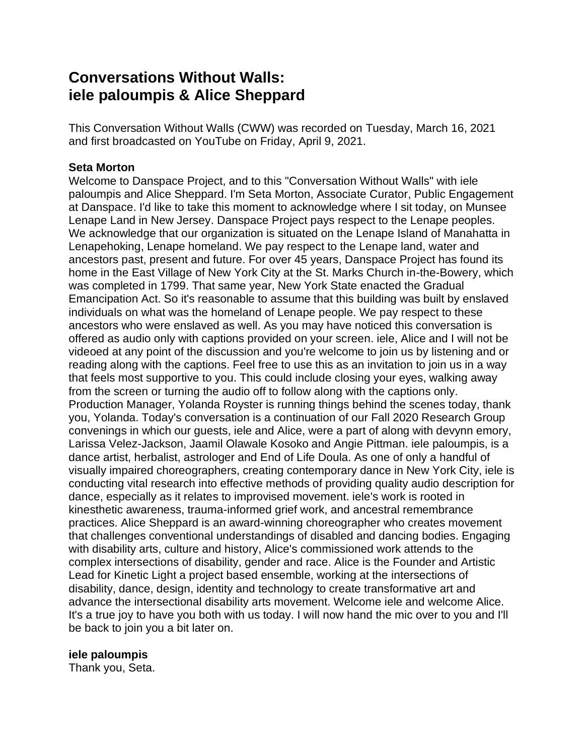# Conversations Without Walls: iele paloumpis & Alice Sheppard

This Conversation Without Walls (CWW) was recorded on Tuesday, March 16, 2021 and first broadcasted on YouTube on Friday, April 9, 2021.

**Seta Morton**

Welcome to Danspace Project, and to this "Conversation Without Walls" with iele paloumpis and Alice Sheppard. I'm Seta Morton, Associate Curator, Public Engagement at Danspace. I'd like to take this moment to acknowledge where I sit today, on Munsee Lenape Land in New Jersey. Danspace Project pays respect to the Lenape peoples. We acknowledge that our organization is situated on the Lenape Island of Manahatta in Lenapehoking, Lenape homeland. We pay respect to the Lenape land, water and ancestors past, present and future. For over 45 years, Danspace Project has found its home in the East Village of New York City at the St. Marks Church in-the-Bowery, which was completed in 1799. That same year, New York State enacted the Gradual Emancipation Act. So it's reasonable to assume that this building was built by enslaved individuals on what was the homeland of Lenape people. We pay respect to these ancestors who were enslaved as well. As you may have noticed this conversation is offered as audio only with captions provided on your screen. iele, Alice and I will not be videoed at any point of the discussion and you're welcome to join us by listening and or reading along with the captions. Feel free to use this as an invitation to join us in a way that feels most supportive to you. This could include closing your eyes, walking away from the screen or turning the audio off to follow along with the captions only. Production Manager, Yolanda Royster is running things behind the scenes today, thank you, Yolanda. Today's conversation is a continuation of our Fall 2020 Research Group convenings in which our guests, iele and Alice, were a part of along with devynn emory, Larissa Velez-Jackson, Jaamil Olawale Kosoko and Angie Pittman. iele paloumpis, is a dance artist, herbalist, astrologer and End of Life Doula. As one of only a handful of visually impaired choreographers, creating contemporary dance in New York City, iele is conducting vital research into effective methods of providing quality audio description for dance, especially as it relates to improvised movement. iele's work is rooted in kinesthetic awareness, trauma-informed grief work, and ancestral remembrance practices. Alice Sheppard is an award-winning choreographer who creates movement that challenges conventional understandings of disabled and dancing bodies. Engaging with disability arts, culture and history, Alice's commissioned work attends to the complex intersections of disability, gender and race. Alice is the Founder and Artistic Lead for Kinetic Light a project based ensemble, working at the intersections of disability, dance, design, identity and technology to create transformative art and advance the intersectional disability arts movement. Welcome iele and welcome Alice. It's a true joy to have you both with us today. I will now hand the mic over to you and I'll be back to join you a bit later on.

**iele paloumpis**

Thank you, Seta.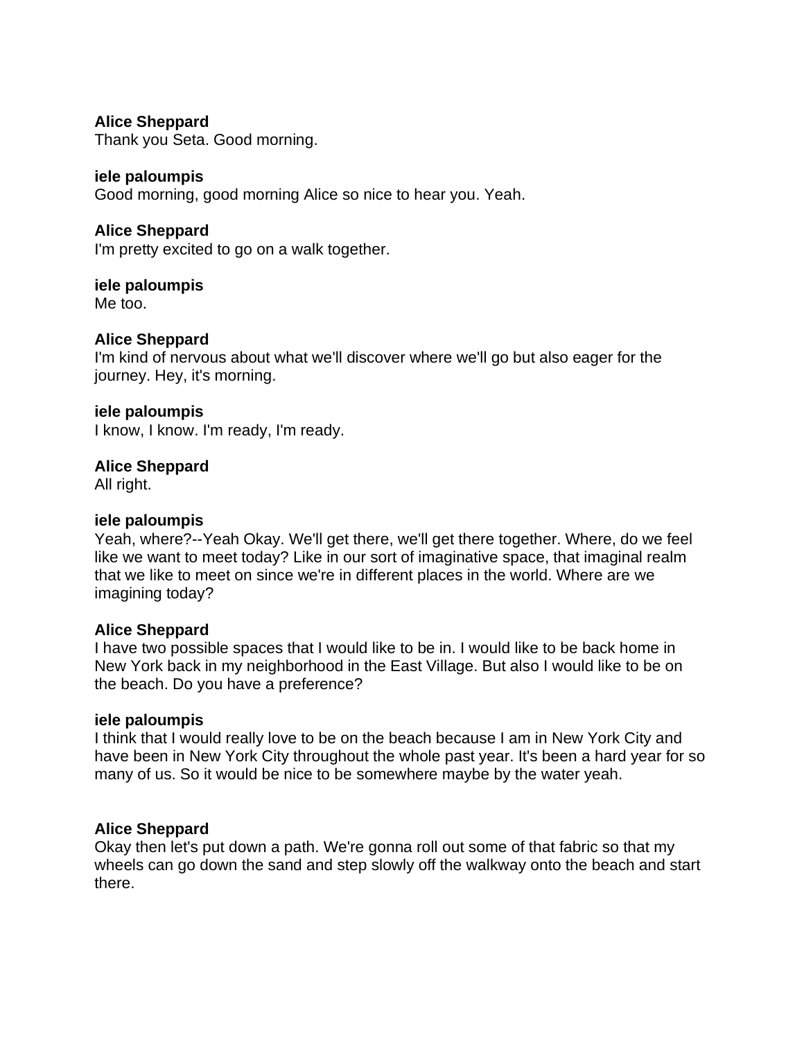**Alice Sheppard**
Thank you Seta. Good morning.

**iele paloumpis**
Good morning, good morning Alice so nice to hear you. Yeah.

**Alice Sheppard**
I'm pretty excited to go on a walk together.

**iele paloumpis**
Me too.

**Alice Sheppard**
I'm kind of nervous about what we'll discover where we'll go but also eager for the journey. Hey, it's morning.

**iele paloumpis**
I know, I know. I'm ready, I'm ready.

**Alice Sheppard**
All right.

**iele paloumpis**
Yeah, where?--Yeah Okay. We'll get there, we'll get there together. Where, do we feel like we want to meet today? Like in our sort of imaginative space, that imaginal realm that we like to meet on since we're in different places in the world. Where are we imagining today?

**Alice Sheppard**
I have two possible spaces that I would like to be in. I would like to be back home in New York back in my neighborhood in the East Village. But also I would like to be on the beach. Do you have a preference?

**iele paloumpis**
I think that I would really love to be on the beach because I am in New York City and have been in New York City throughout the whole past year. It's been a hard year for so many of us. So it would be nice to be somewhere maybe by the water yeah.

**Alice Sheppard**
Okay then let's put down a path. We're gonna roll out some of that fabric so that my wheels can go down the sand and step slowly off the walkway onto the beach and start there.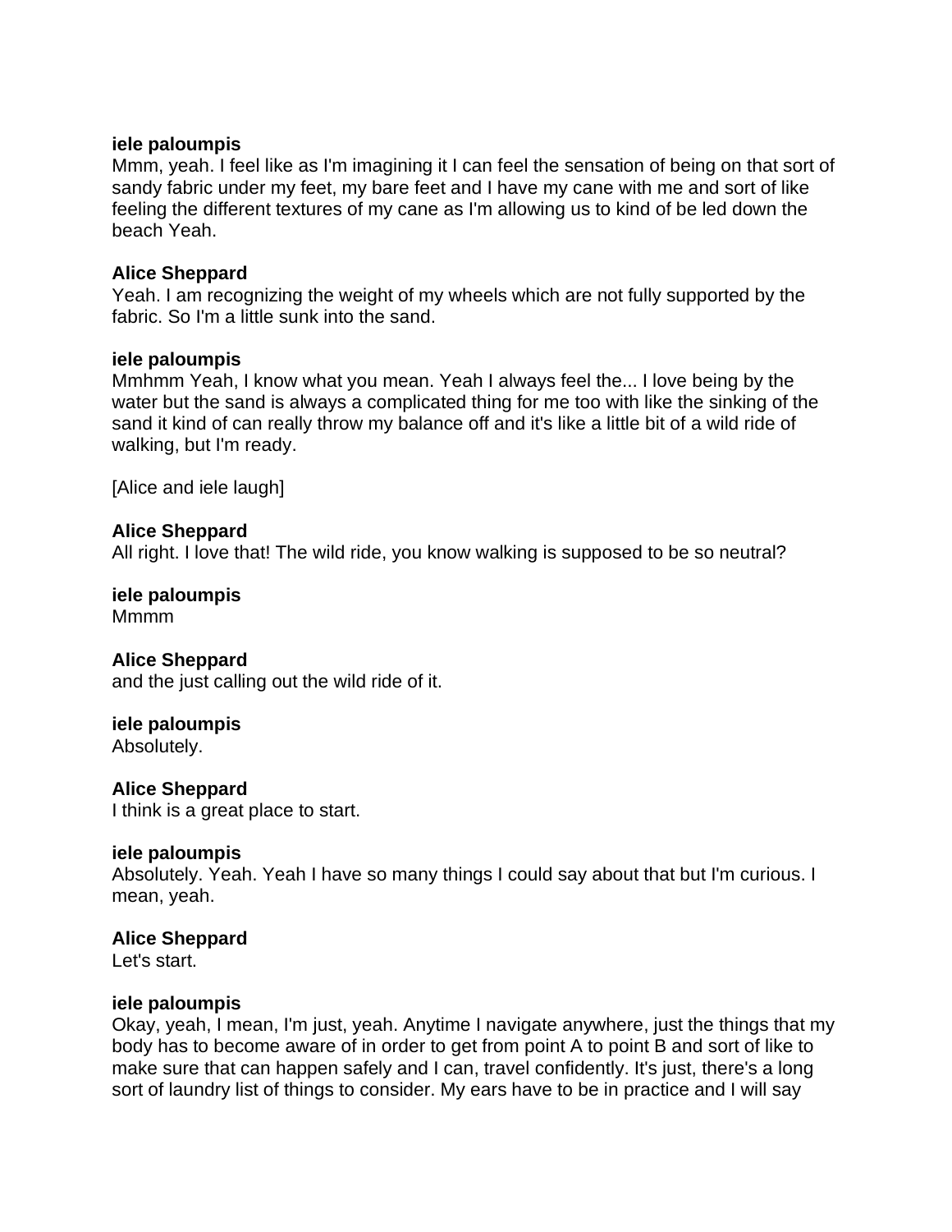**iele paloumpis**
Mmm, yeah. I feel like as I'm imagining it I can feel the sensation of being on that sort of sandy fabric under my feet, my bare feet and I have my cane with me and sort of like feeling the different textures of my cane as I'm allowing us to kind of be led down the beach Yeah.

**Alice Sheppard**
Yeah. I am recognizing the weight of my wheels which are not fully supported by the fabric. So I'm a little sunk into the sand.

**iele paloumpis**
Mmhmm Yeah, I know what you mean. Yeah I always feel the... I love being by the water but the sand is always a complicated thing for me too with like the sinking of the sand it kind of can really throw my balance off and it's like a little bit of a wild ride of walking, but I'm ready.

[Alice and iele laugh]

**Alice Sheppard**
All right. I love that! The wild ride, you know walking is supposed to be so neutral?

**iele paloumpis**
Mmmm

**Alice Sheppard**
and the just calling out the wild ride of it.

**iele paloumpis**
Absolutely.

**Alice Sheppard**
I think is a great place to start.

**iele paloumpis**
Absolutely. Yeah. Yeah I have so many things I could say about that but I'm curious. I mean, yeah.

**Alice Sheppard**
Let's start.

**iele paloumpis**
Okay, yeah, I mean, I'm just, yeah. Anytime I navigate anywhere, just the things that my body has to become aware of in order to get from point A to point B and sort of like to make sure that can happen safely and I can, travel confidently. It's just, there's a long sort of laundry list of things to consider. My ears have to be in practice and I will say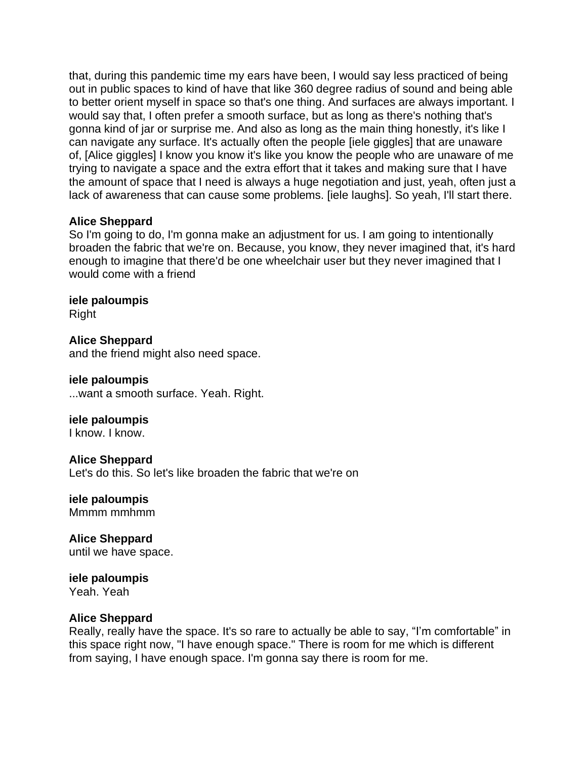that, during this pandemic time my ears have been, I would say less practiced of being out in public spaces to kind of have that like 360 degree radius of sound and being able to better orient myself in space so that's one thing. And surfaces are always important. I would say that, I often prefer a smooth surface, but as long as there's nothing that's gonna kind of jar or surprise me. And also as long as the main thing honestly, it's like I can navigate any surface. It's actually often the people [iele giggles] that are unaware of, [Alice giggles] I know you know it's like you know the people who are unaware of me trying to navigate a space and the extra effort that it takes and making sure that I have the amount of space that I need is always a huge negotiation and just, yeah, often just a lack of awareness that can cause some problems. [iele laughs]. So yeah, I'll start there.

**Alice Sheppard**
So I'm going to do, I'm gonna make an adjustment for us. I am going to intentionally broaden the fabric that we're on. Because, you know, they never imagined that, it's hard enough to imagine that there'd be one wheelchair user but they never imagined that I would come with a friend

**iele paloumpis**
Right

**Alice Sheppard**
and the friend might also need space.

**iele paloumpis**
...want a smooth surface. Yeah. Right.

**iele paloumpis**
I know. I know.

**Alice Sheppard**
Let's do this. So let's like broaden the fabric that we're on

**iele paloumpis**
Mmmm mmhmm

**Alice Sheppard**
until we have space.

**iele paloumpis**
Yeah. Yeah

**Alice Sheppard**
Really, really have the space. It's so rare to actually be able to say, "I'm comfortable" in this space right now, "I have enough space." There is room for me which is different from saying, I have enough space. I'm gonna say there is room for me.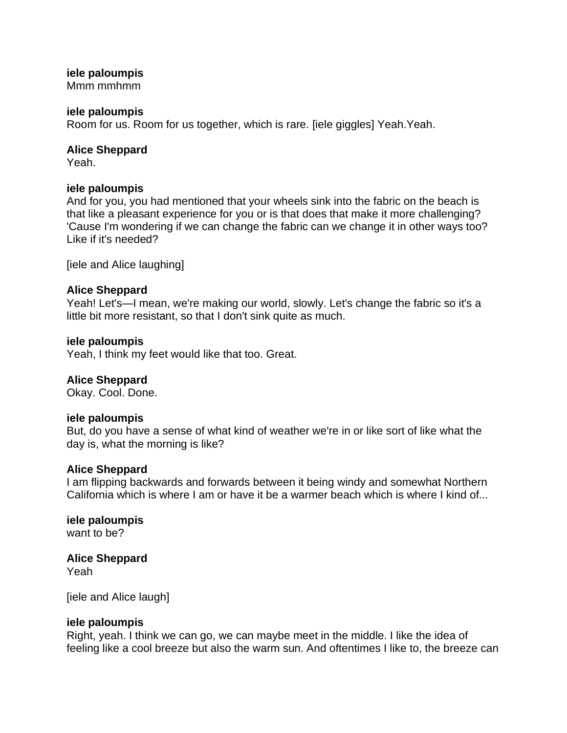**iele paloumpis**
Mmm mmhmm

**iele paloumpis**
Room for us. Room for us together, which is rare. [iele giggles] Yeah.Yeah.

**Alice Sheppard**
Yeah.

**iele paloumpis**
And for you, you had mentioned that your wheels sink into the fabric on the beach is that like a pleasant experience for you or is that does that make it more challenging? 'Cause I'm wondering if we can change the fabric can we change it in other ways too? Like if it's needed?

[iele and Alice laughing]

**Alice Sheppard**
Yeah! Let's—I mean, we're making our world, slowly. Let's change the fabric so it's a little bit more resistant, so that I don't sink quite as much.

**iele paloumpis**
Yeah, I think my feet would like that too. Great.

**Alice Sheppard**
Okay. Cool. Done.

**iele paloumpis**
But, do you have a sense of what kind of weather we're in or like sort of like what the day is, what the morning is like?

**Alice Sheppard**
I am flipping backwards and forwards between it being windy and somewhat Northern California which is where I am or have it be a warmer beach which is where I kind of...

**iele paloumpis**
want to be?

**Alice Sheppard**
Yeah

[iele and Alice laugh]

**iele paloumpis**
Right, yeah. I think we can go, we can maybe meet in the middle. I like the idea of feeling like a cool breeze but also the warm sun. And oftentimes I like to, the breeze can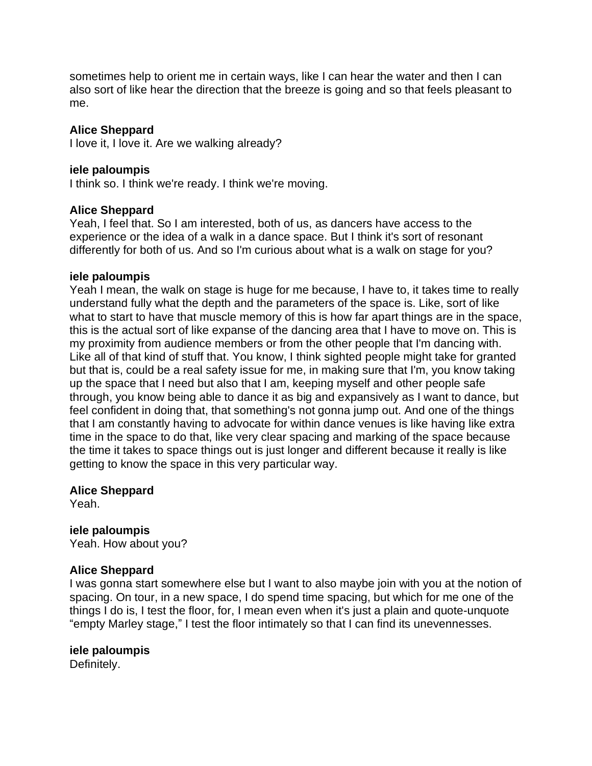sometimes help to orient me in certain ways, like I can hear the water and then I can also sort of like hear the direction that the breeze is going and so that feels pleasant to me.

**Alice Sheppard**
I love it, I love it. Are we walking already?

**iele paloumpis**
I think so. I think we're ready. I think we're moving.

**Alice Sheppard**
Yeah, I feel that. So I am interested, both of us, as dancers have access to the experience or the idea of a walk in a dance space. But I think it's sort of resonant differently for both of us. And so I'm curious about what is a walk on stage for you?

**iele paloumpis**
Yeah I mean, the walk on stage is huge for me because, I have to, it takes time to really understand fully what the depth and the parameters of the space is. Like, sort of like what to start to have that muscle memory of this is how far apart things are in the space, this is the actual sort of like expanse of the dancing area that I have to move on. This is my proximity from audience members or from the other people that I'm dancing with. Like all of that kind of stuff that. You know, I think sighted people might take for granted but that is, could be a real safety issue for me, in making sure that I'm, you know taking up the space that I need but also that I am, keeping myself and other people safe through, you know being able to dance it as big and expansively as I want to dance, but feel confident in doing that, that something's not gonna jump out. And one of the things that I am constantly having to advocate for within dance venues is like having like extra time in the space to do that, like very clear spacing and marking of the space because the time it takes to space things out is just longer and different because it really is like getting to know the space in this very particular way.

**Alice Sheppard**
Yeah.

**iele paloumpis**
Yeah. How about you?

**Alice Sheppard**
I was gonna start somewhere else but I want to also maybe join with you at the notion of spacing. On tour, in a new space, I do spend time spacing, but which for me one of the things I do is, I test the floor, for, I mean even when it's just a plain and quote-unquote "empty Marley stage," I test the floor intimately so that I can find its unevennesses.

**iele paloumpis**
Definitely.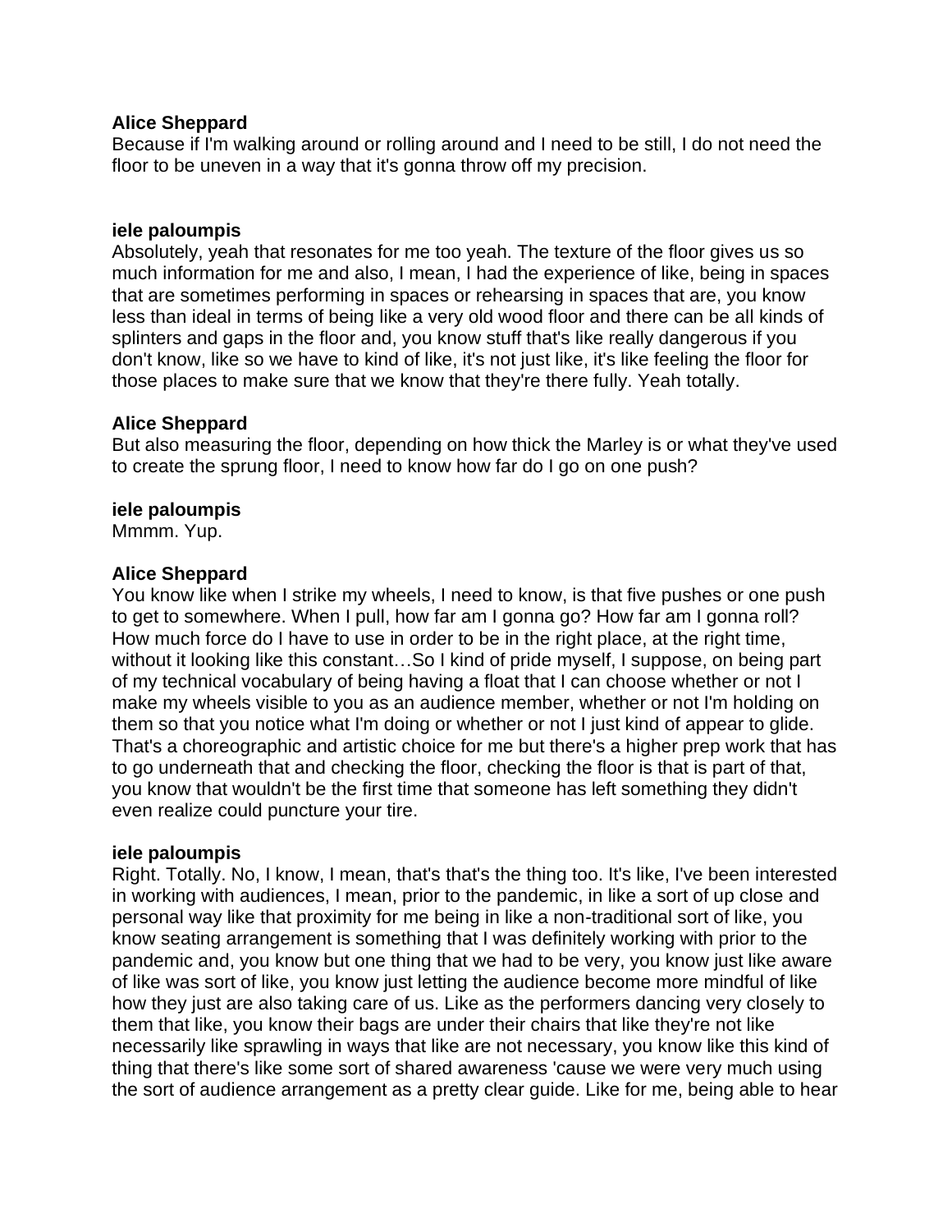**Alice Sheppard**
Because if I'm walking around or rolling around and I need to be still, I do not need the floor to be uneven in a way that it's gonna throw off my precision.

**iele paloumpis**
Absolutely, yeah that resonates for me too yeah. The texture of the floor gives us so much information for me and also, I mean, I had the experience of like, being in spaces that are sometimes performing in spaces or rehearsing in spaces that are, you know less than ideal in terms of being like a very old wood floor and there can be all kinds of splinters and gaps in the floor and, you know stuff that's like really dangerous if you don't know, like so we have to kind of like, it's not just like, it's like feeling the floor for those places to make sure that we know that they're there fully. Yeah totally.

**Alice Sheppard**
But also measuring the floor, depending on how thick the Marley is or what they've used to create the sprung floor, I need to know how far do I go on one push?

**iele paloumpis**
Mmmm. Yup.

**Alice Sheppard**
You know like when I strike my wheels, I need to know, is that five pushes or one push to get to somewhere. When I pull, how far am I gonna go? How far am I gonna roll? How much force do I have to use in order to be in the right place, at the right time, without it looking like this constant…So I kind of pride myself, I suppose, on being part of my technical vocabulary of being having a float that I can choose whether or not I make my wheels visible to you as an audience member, whether or not I'm holding on them so that you notice what I'm doing or whether or not I just kind of appear to glide. That's a choreographic and artistic choice for me but there's a higher prep work that has to go underneath that and checking the floor, checking the floor is that is part of that, you know that wouldn't be the first time that someone has left something they didn't even realize could puncture your tire.

**iele paloumpis**
Right. Totally. No, I know, I mean, that's that's the thing too. It's like, I've been interested in working with audiences, I mean, prior to the pandemic, in like a sort of up close and personal way like that proximity for me being in like a non-traditional sort of like, you know seating arrangement is something that I was definitely working with prior to the pandemic and, you know but one thing that we had to be very, you know just like aware of like was sort of like, you know just letting the audience become more mindful of like how they just are also taking care of us. Like as the performers dancing very closely to them that like, you know their bags are under their chairs that like they're not like necessarily like sprawling in ways that like are not necessary, you know like this kind of thing that there's like some sort of shared awareness 'cause we were very much using the sort of audience arrangement as a pretty clear guide. Like for me, being able to hear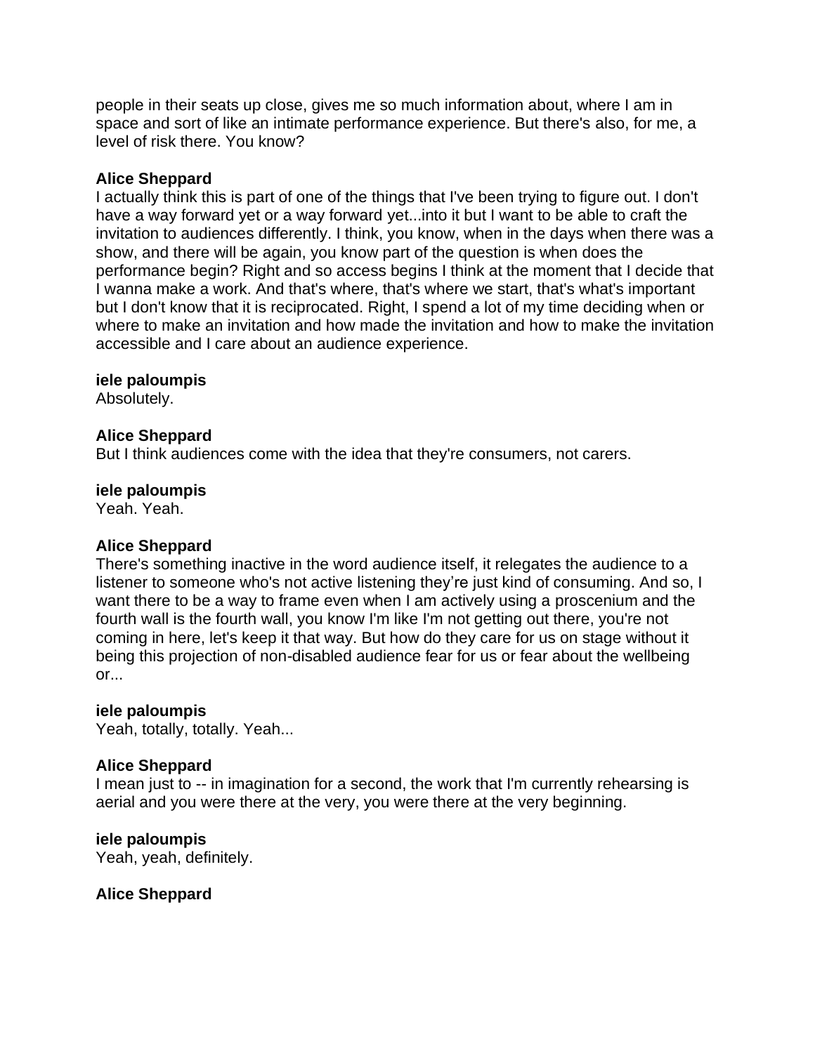people in their seats up close, gives me so much information about, where I am in space and sort of like an intimate performance experience. But there's also, for me, a level of risk there. You know?

**Alice Sheppard**
I actually think this is part of one of the things that I've been trying to figure out. I don't have a way forward yet or a way forward yet...into it but I want to be able to craft the invitation to audiences differently. I think, you know, when in the days when there was a show, and there will be again, you know part of the question is when does the performance begin? Right and so access begins I think at the moment that I decide that I wanna make a work. And that's where, that's where we start, that's what's important but I don't know that it is reciprocated. Right, I spend a lot of my time deciding when or where to make an invitation and how made the invitation and how to make the invitation accessible and I care about an audience experience.

**iele paloumpis**
Absolutely.

**Alice Sheppard**
But I think audiences come with the idea that they're consumers, not carers.

**iele paloumpis**
Yeah. Yeah.

**Alice Sheppard**
There's something inactive in the word audience itself, it relegates the audience to a listener to someone who's not active listening they're just kind of consuming. And so, I want there to be a way to frame even when I am actively using a proscenium and the fourth wall is the fourth wall, you know I'm like I'm not getting out there, you're not coming in here, let's keep it that way. But how do they care for us on stage without it being this projection of non-disabled audience fear for us or fear about the wellbeing or...

**iele paloumpis**
Yeah, totally, totally. Yeah...

**Alice Sheppard**
I mean just to -- in imagination for a second, the work that I'm currently rehearsing is aerial and you were there at the very, you were there at the very beginning.

**iele paloumpis**
Yeah, yeah, definitely.

**Alice Sheppard**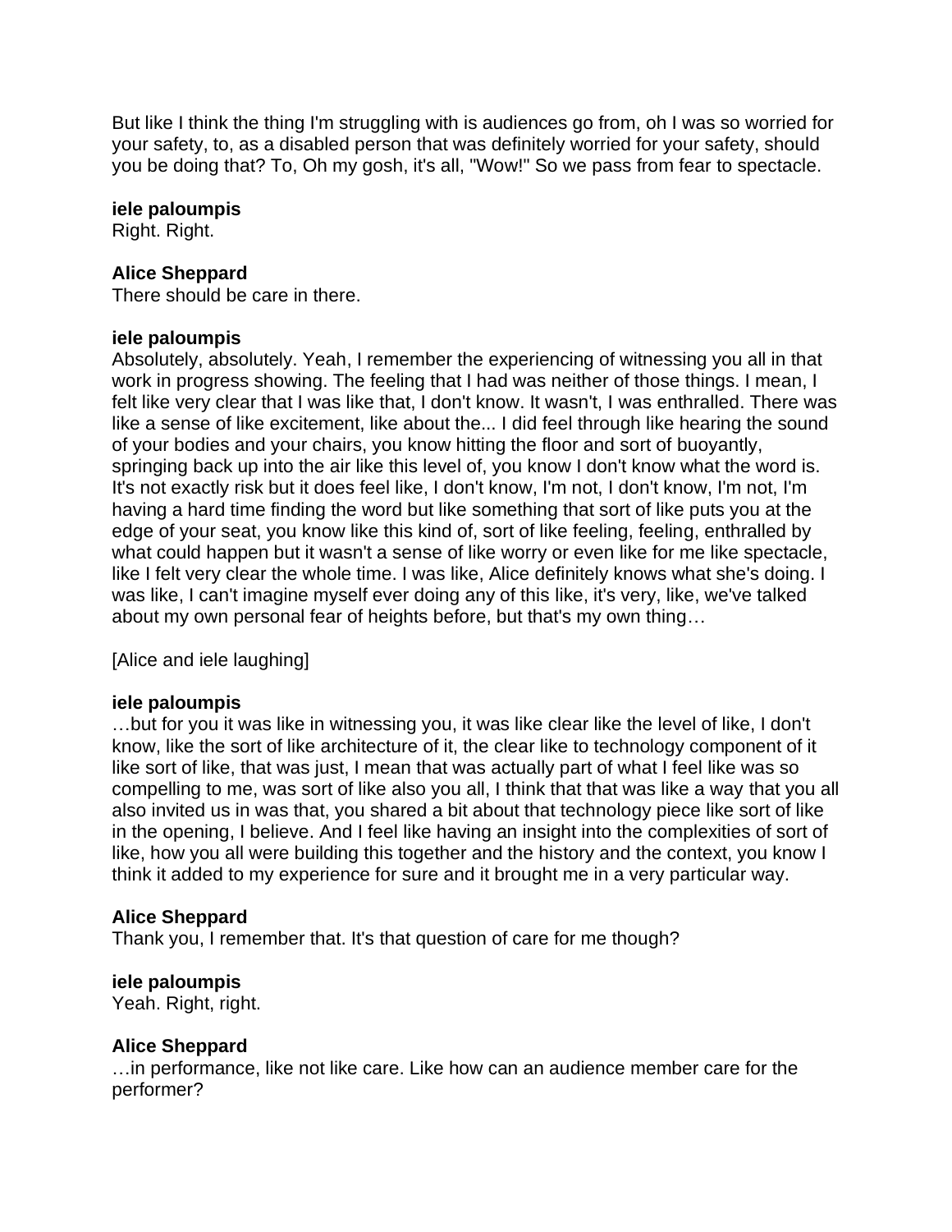But like I think the thing I'm struggling with is audiences go from, oh I was so worried for your safety, to, as a disabled person that was definitely worried for your safety, should you be doing that? To, Oh my gosh, it's all, "Wow!" So we pass from fear to spectacle.

**iele paloumpis**
Right. Right.

**Alice Sheppard**
There should be care in there.

**iele paloumpis**
Absolutely, absolutely. Yeah, I remember the experiencing of witnessing you all in that work in progress showing. The feeling that I had was neither of those things. I mean, I felt like very clear that I was like that, I don't know. It wasn't, I was enthralled. There was like a sense of like excitement, like about the... I did feel through like hearing the sound of your bodies and your chairs, you know hitting the floor and sort of buoyantly, springing back up into the air like this level of, you know I don't know what the word is. It's not exactly risk but it does feel like, I don't know, I'm not, I don't know, I'm not, I'm having a hard time finding the word but like something that sort of like puts you at the edge of your seat, you know like this kind of, sort of like feeling, feeling, enthralled by what could happen but it wasn't a sense of like worry or even like for me like spectacle, like I felt very clear the whole time. I was like, Alice definitely knows what she's doing. I was like, I can't imagine myself ever doing any of this like, it's very, like, we've talked about my own personal fear of heights before, but that's my own thing…

[Alice and iele laughing]

**iele paloumpis**
…but for you it was like in witnessing you, it was like clear like the level of like, I don't know, like the sort of like architecture of it, the clear like to technology component of it like sort of like, that was just, I mean that was actually part of what I feel like was so compelling to me, was sort of like also you all, I think that that was like a way that you all also invited us in was that, you shared a bit about that technology piece like sort of like in the opening, I believe. And I feel like having an insight into the complexities of sort of like, how you all were building this together and the history and the context, you know I think it added to my experience for sure and it brought me in a very particular way.

**Alice Sheppard**
Thank you, I remember that. It's that question of care for me though?

**iele paloumpis**
Yeah. Right, right.

**Alice Sheppard**
…in performance, like not like care. Like how can an audience member care for the performer?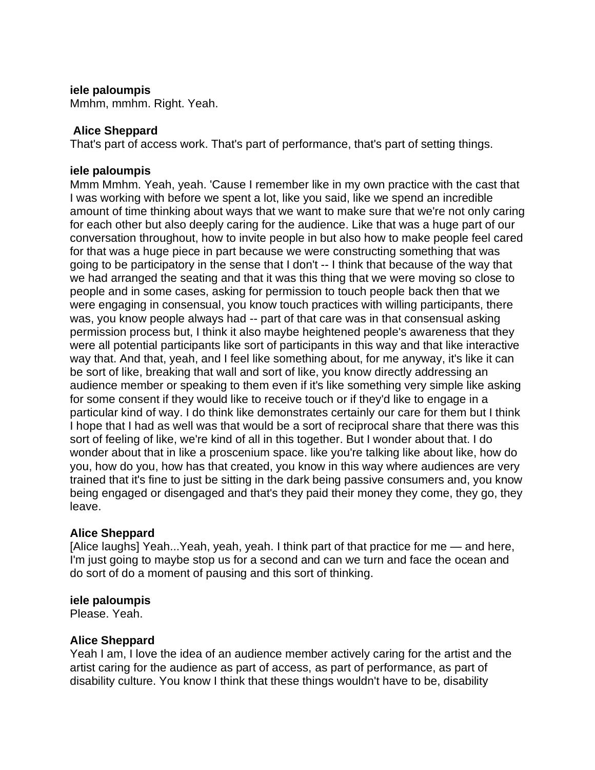**iele paloumpis**
Mmhm, mmhm. Right. Yeah.

**Alice Sheppard**
That's part of access work. That's part of performance, that's part of setting things.

**iele paloumpis**
Mmm Mmhm. Yeah, yeah. 'Cause I remember like in my own practice with the cast that I was working with before we spent a lot, like you said, like we spend an incredible amount of time thinking about ways that we want to make sure that we're not only caring for each other but also deeply caring for the audience. Like that was a huge part of our conversation throughout, how to invite people in but also how to make people feel cared for that was a huge piece in part because we were constructing something that was going to be participatory in the sense that I don't -- I think that because of the way that we had arranged the seating and that it was this thing that we were moving so close to people and in some cases, asking for permission to touch people back then that we were engaging in consensual, you know touch practices with willing participants, there was, you know people always had -- part of that care was in that consensual asking permission process but, I think it also maybe heightened people's awareness that they were all potential participants like sort of participants in this way and that like interactive way that. And that, yeah, and I feel like something about, for me anyway, it's like it can be sort of like, breaking that wall and sort of like, you know directly addressing an audience member or speaking to them even if it's like something very simple like asking for some consent if they would like to receive touch or if they'd like to engage in a particular kind of way. I do think like demonstrates certainly our care for them but I think I hope that I had as well was that would be a sort of reciprocal share that there was this sort of feeling of like, we're kind of all in this together. But I wonder about that. I do wonder about that in like a proscenium space. like you're talking like about like, how do you, how do you, how has that created, you know in this way where audiences are very trained that it's fine to just be sitting in the dark being passive consumers and, you know being engaged or disengaged and that's they paid their money they come, they go, they leave.

**Alice Sheppard**
[Alice laughs] Yeah...Yeah, yeah, yeah. I think part of that practice for me — and here, I'm just going to maybe stop us for a second and can we turn and face the ocean and do sort of do a moment of pausing and this sort of thinking.

**iele paloumpis**
Please. Yeah.

**Alice Sheppard**
Yeah I am, I love the idea of an audience member actively caring for the artist and the artist caring for the audience as part of access, as part of performance, as part of disability culture. You know I think that these things wouldn't have to be, disability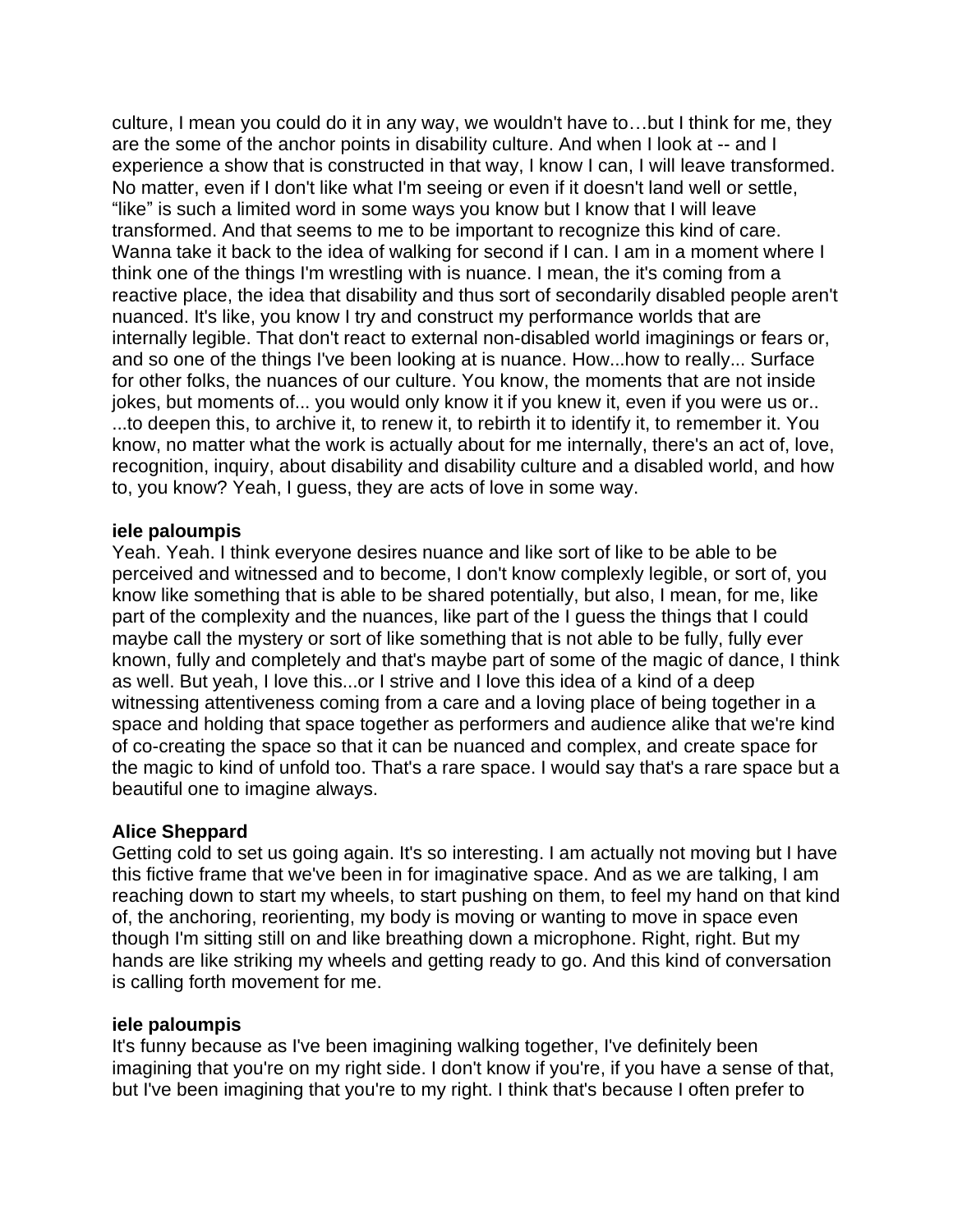culture, I mean you could do it in any way, we wouldn't have to…but I think for me, they are the some of the anchor points in disability culture. And when I look at -- and I experience a show that is constructed in that way, I know I can, I will leave transformed. No matter, even if I don't like what I'm seeing or even if it doesn't land well or settle, "like" is such a limited word in some ways you know but I know that I will leave transformed. And that seems to me to be important to recognize this kind of care. Wanna take it back to the idea of walking for second if I can. I am in a moment where I think one of the things I'm wrestling with is nuance. I mean, the it's coming from a reactive place, the idea that disability and thus sort of secondarily disabled people aren't nuanced. It's like, you know I try and construct my performance worlds that are internally legible. That don't react to external non-disabled world imaginings or fears or, and so one of the things I've been looking at is nuance. How...how to really... Surface for other folks, the nuances of our culture. You know, the moments that are not inside jokes, but moments of... you would only know it if you knew it, even if you were us or.. ...to deepen this, to archive it, to renew it, to rebirth it to identify it, to remember it. You know, no matter what the work is actually about for me internally, there's an act of, love, recognition, inquiry, about disability and disability culture and a disabled world, and how to, you know? Yeah, I guess, they are acts of love in some way.

**iele paloumpis**
Yeah. Yeah. I think everyone desires nuance and like sort of like to be able to be perceived and witnessed and to become, I don't know complexly legible, or sort of, you know like something that is able to be shared potentially, but also, I mean, for me, like part of the complexity and the nuances, like part of the I guess the things that I could maybe call the mystery or sort of like something that is not able to be fully, fully ever known, fully and completely and that's maybe part of some of the magic of dance, I think as well. But yeah, I love this...or I strive and I love this idea of a kind of a deep witnessing attentiveness coming from a care and a loving place of being together in a space and holding that space together as performers and audience alike that we're kind of co-creating the space so that it can be nuanced and complex, and create space for the magic to kind of unfold too. That's a rare space. I would say that's a rare space but a beautiful one to imagine always.

**Alice Sheppard**
Getting cold to set us going again. It's so interesting. I am actually not moving but I have this fictive frame that we've been in for imaginative space. And as we are talking, I am reaching down to start my wheels, to start pushing on them, to feel my hand on that kind of, the anchoring, reorienting, my body is moving or wanting to move in space even though I'm sitting still on and like breathing down a microphone. Right, right. But my hands are like striking my wheels and getting ready to go. And this kind of conversation is calling forth movement for me.

**iele paloumpis**
It's funny because as I've been imagining walking together, I've definitely been imagining that you're on my right side. I don't know if you're, if you have a sense of that, but I've been imagining that you're to my right. I think that's because I often prefer to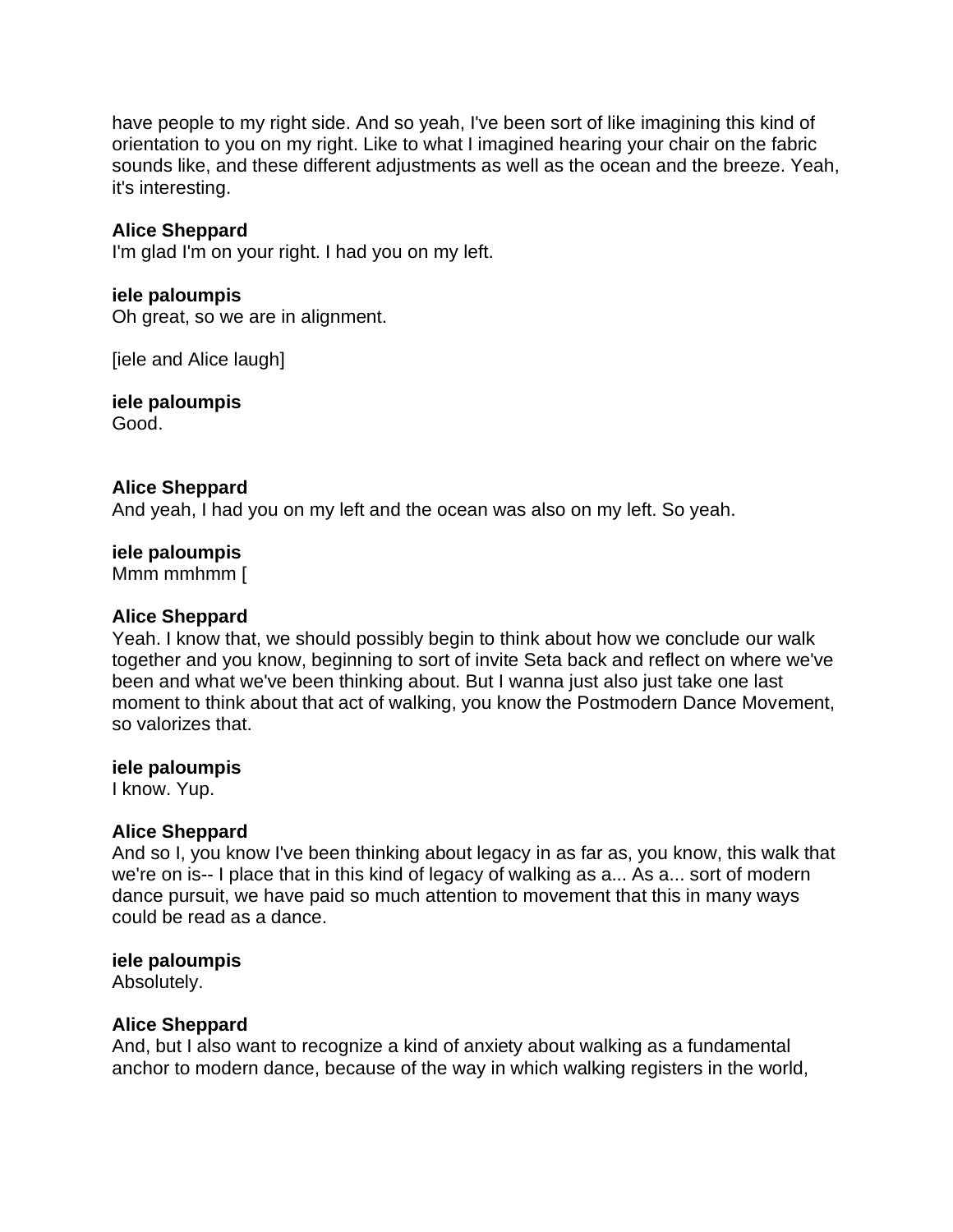have people to my right side. And so yeah, I've been sort of like imagining this kind of orientation to you on my right. Like to what I imagined hearing your chair on the fabric sounds like, and these different adjustments as well as the ocean and the breeze. Yeah, it's interesting.

**Alice Sheppard**
I'm glad I'm on your right. I had you on my left.

**iele paloumpis**
Oh great, so we are in alignment.

[iele and Alice laugh]

**iele paloumpis**
Good.

**Alice Sheppard**
And yeah, I had you on my left and the ocean was also on my left. So yeah.

**iele paloumpis**
Mmm mmhmm [

**Alice Sheppard**
Yeah. I know that, we should possibly begin to think about how we conclude our walk together and you know, beginning to sort of invite Seta back and reflect on where we've been and what we've been thinking about. But I wanna just also just take one last moment to think about that act of walking, you know the Postmodern Dance Movement, so valorizes that.

**iele paloumpis**
I know. Yup.

**Alice Sheppard**
And so I, you know I've been thinking about legacy in as far as, you know, this walk that we're on is-- I place that in this kind of legacy of walking as a... As a... sort of modern dance pursuit, we have paid so much attention to movement that this in many ways could be read as a dance.

**iele paloumpis**
Absolutely.

**Alice Sheppard**
And, but I also want to recognize a kind of anxiety about walking as a fundamental anchor to modern dance, because of the way in which walking registers in the world,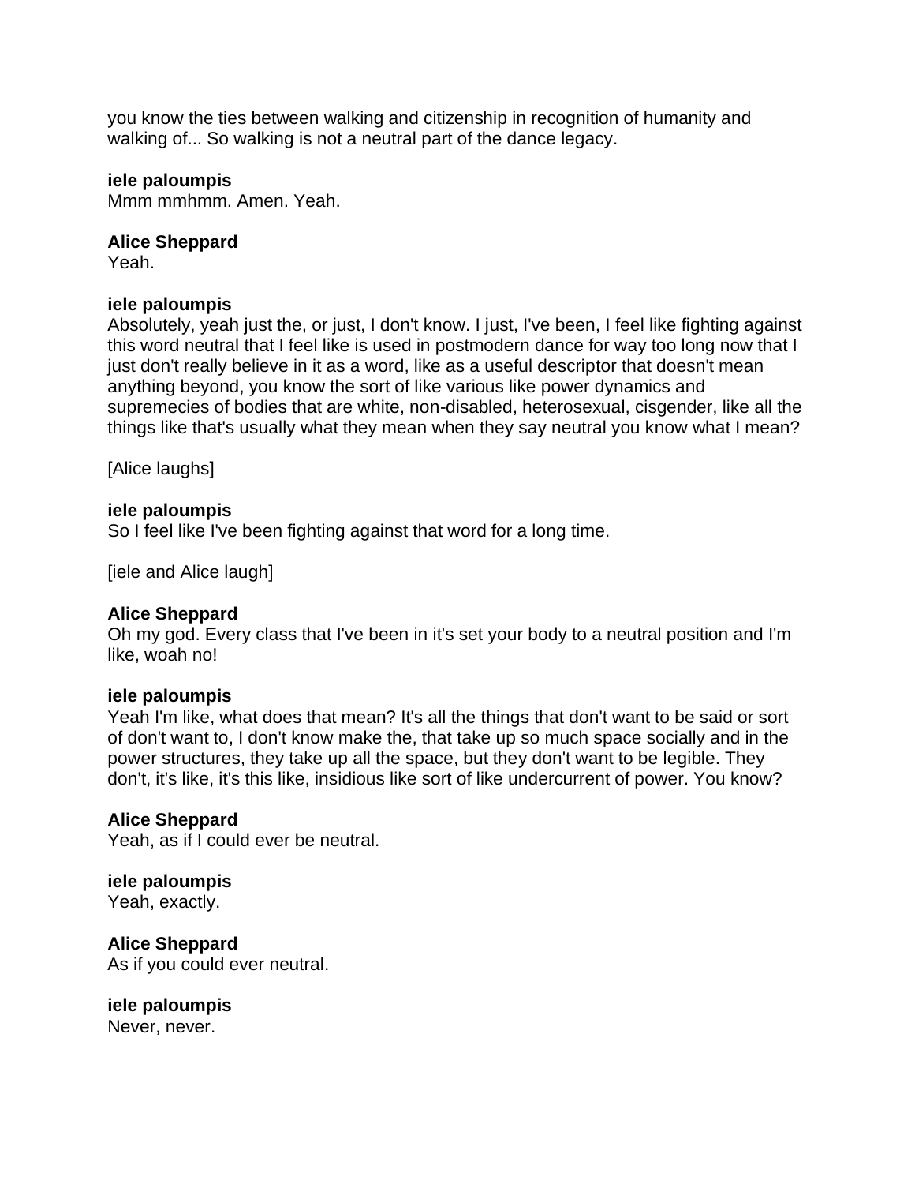you know the ties between walking and citizenship in recognition of humanity and walking of... So walking is not a neutral part of the dance legacy.

**iele paloumpis**
Mmm mmhmm. Amen. Yeah.

**Alice Sheppard**
Yeah.

**iele paloumpis**
Absolutely, yeah just the, or just, I don't know. I just, I've been, I feel like fighting against this word neutral that I feel like is used in postmodern dance for way too long now that I just don't really believe in it as a word, like as a useful descriptor that doesn't mean anything beyond, you know the sort of like various like power dynamics and supremecies of bodies that are white, non-disabled, heterosexual, cisgender, like all the things like that's usually what they mean when they say neutral you know what I mean?

[Alice laughs]

**iele paloumpis**
So I feel like I've been fighting against that word for a long time.

[iele and Alice laugh]

**Alice Sheppard**
Oh my god. Every class that I've been in it's set your body to a neutral position and I'm like, woah no!

**iele paloumpis**
Yeah I'm like, what does that mean? It's all the things that don't want to be said or sort of don't want to, I don't know make the, that take up so much space socially and in the power structures, they take up all the space, but they don't want to be legible. They don't, it's like, it's this like, insidious like sort of like undercurrent of power. You know?

**Alice Sheppard**
Yeah, as if I could ever be neutral.

**iele paloumpis**
Yeah, exactly.

**Alice Sheppard**
As if you could ever neutral.

**iele paloumpis**
Never, never.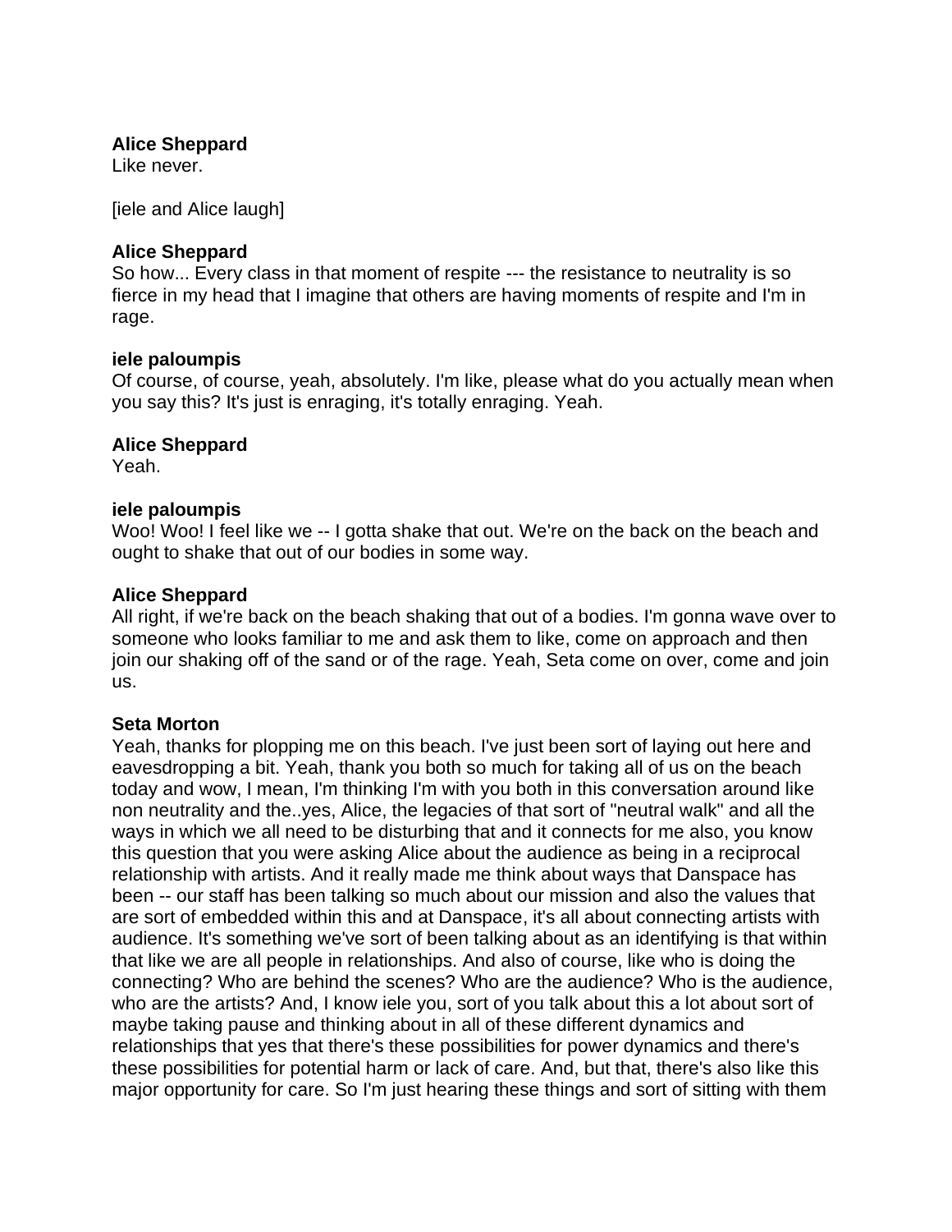**Alice Sheppard**
Like never.

[iele and Alice laugh]

**Alice Sheppard**
So how... Every class in that moment of respite --- the resistance to neutrality is so fierce in my head that I imagine that others are having moments of respite and I'm in rage.

**iele paloumpis**
Of course, of course, yeah, absolutely. I'm like, please what do you actually mean when you say this? It's just is enraging, it's totally enraging. Yeah.

**Alice Sheppard**
Yeah.

**iele paloumpis**
Woo! Woo! I feel like we -- I gotta shake that out. We're on the back on the beach and ought to shake that out of our bodies in some way.

**Alice Sheppard**
All right, if we're back on the beach shaking that out of a bodies. I'm gonna wave over to someone who looks familiar to me and ask them to like, come on approach and then join our shaking off of the sand or of the rage. Yeah, Seta come on over, come and join us.

**Seta Morton**
Yeah, thanks for plopping me on this beach. I've just been sort of laying out here and eavesdropping a bit. Yeah, thank you both so much for taking all of us on the beach today and wow, I mean, I'm thinking I'm with you both in this conversation around like non neutrality and the..yes, Alice, the legacies of that sort of "neutral walk" and all the ways in which we all need to be disturbing that and it connects for me also, you know this question that you were asking Alice about the audience as being in a reciprocal relationship with artists. And it really made me think about ways that Danspace has been -- our staff has been talking so much about our mission and also the values that are sort of embedded within this and at Danspace, it's all about connecting artists with audience. It's something we've sort of been talking about as an identifying is that within that like we are all people in relationships. And also of course, like who is doing the connecting? Who are behind the scenes? Who are the audience? Who is the audience, who are the artists? And, I know iele you, sort of you talk about this a lot about sort of maybe taking pause and thinking about in all of these different dynamics and relationships that yes that there's these possibilities for power dynamics and there's these possibilities for potential harm or lack of care. And, but that, there's also like this major opportunity for care. So I'm just hearing these things and sort of sitting with them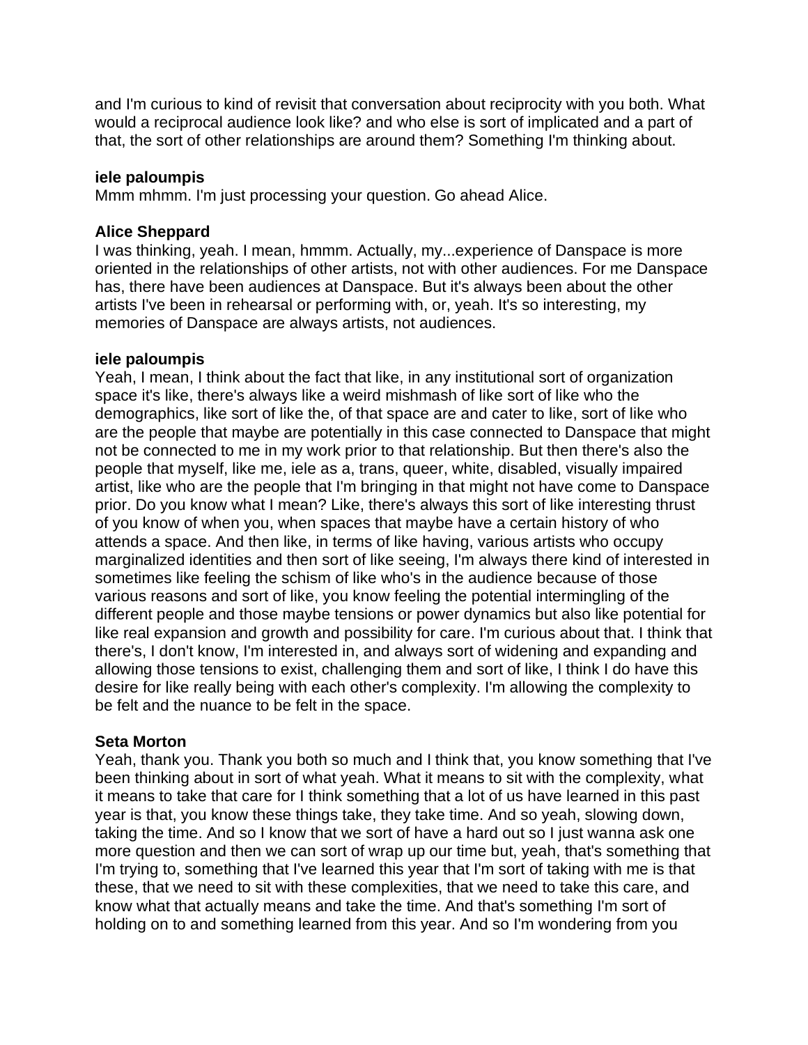and I'm curious to kind of revisit that conversation about reciprocity with you both. What would a reciprocal audience look like? and who else is sort of implicated and a part of that, the sort of other relationships are around them? Something I'm thinking about.

**iele paloumpis**
Mmm mhmm. I'm just processing your question. Go ahead Alice.

**Alice Sheppard**
I was thinking, yeah. I mean, hmmm. Actually, my...experience of Danspace is more oriented in the relationships of other artists, not with other audiences. For me Danspace has, there have been audiences at Danspace. But it's always been about the other artists I've been in rehearsal or performing with, or, yeah. It's so interesting, my memories of Danspace are always artists, not audiences.

**iele paloumpis**
Yeah, I mean, I think about the fact that like, in any institutional sort of organization space it's like, there's always like a weird mishmash of like sort of like who the demographics, like sort of like the, of that space are and cater to like, sort of like who are the people that maybe are potentially in this case connected to Danspace that might not be connected to me in my work prior to that relationship. But then there's also the people that myself, like me, iele as a, trans, queer, white, disabled, visually impaired artist, like who are the people that I'm bringing in that might not have come to Danspace prior. Do you know what I mean? Like, there's always this sort of like interesting thrust of you know of when you, when spaces that maybe have a certain history of who attends a space. And then like, in terms of like having, various artists who occupy marginalized identities and then sort of like seeing, I'm always there kind of interested in sometimes like feeling the schism of like who's in the audience because of those various reasons and sort of like, you know feeling the potential intermingling of the different people and those maybe tensions or power dynamics but also like potential for like real expansion and growth and possibility for care. I'm curious about that. I think that there's, I don't know, I'm interested in, and always sort of widening and expanding and allowing those tensions to exist, challenging them and sort of like, I think I do have this desire for like really being with each other's complexity. I'm allowing the complexity to be felt and the nuance to be felt in the space.

**Seta Morton**
Yeah, thank you. Thank you both so much and I think that, you know something that I've been thinking about in sort of what yeah. What it means to sit with the complexity, what it means to take that care for I think something that a lot of us have learned in this past year is that, you know these things take, they take time. And so yeah, slowing down, taking the time. And so I know that we sort of have a hard out so I just wanna ask one more question and then we can sort of wrap up our time but, yeah, that's something that I'm trying to, something that I've learned this year that I'm sort of taking with me is that these, that we need to sit with these complexities, that we need to take this care, and know what that actually means and take the time. And that's something I'm sort of holding on to and something learned from this year. And so I'm wondering from you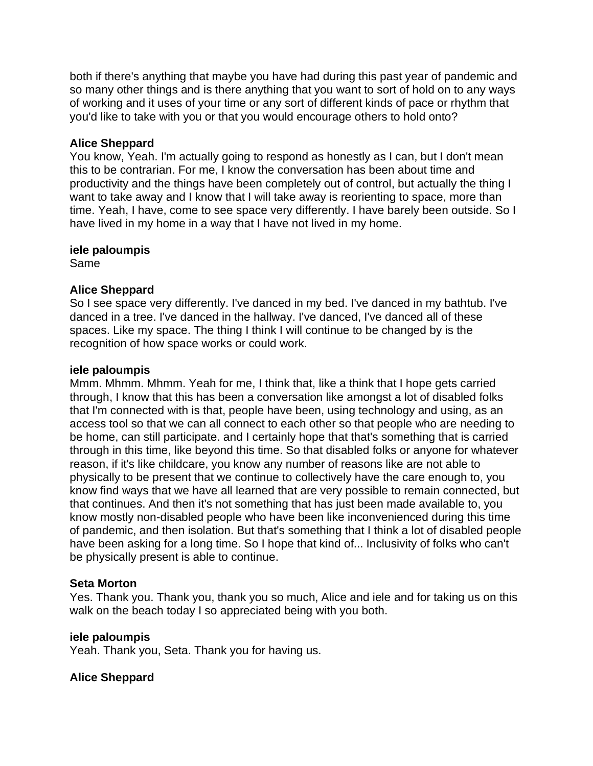both if there's anything that maybe you have had during this past year of pandemic and so many other things and is there anything that you want to sort of hold on to any ways of working and it uses of your time or any sort of different kinds of pace or rhythm that you'd like to take with you or that you would encourage others to hold onto?

**Alice Sheppard**
You know, Yeah. I'm actually going to respond as honestly as I can, but I don't mean this to be contrarian. For me, I know the conversation has been about time and productivity and the things have been completely out of control, but actually the thing I want to take away and I know that I will take away is reorienting to space, more than time. Yeah, I have, come to see space very differently. I have barely been outside. So I have lived in my home in a way that I have not lived in my home.

**iele paloumpis**
Same

**Alice Sheppard**
So I see space very differently. I've danced in my bed. I've danced in my bathtub. I've danced in a tree. I've danced in the hallway. I've danced, I've danced all of these spaces. Like my space. The thing I think I will continue to be changed by is the recognition of how space works or could work.

**iele paloumpis**
Mmm. Mhmm. Mhmm. Yeah for me, I think that, like a think that I hope gets carried through, I know that this has been a conversation like amongst a lot of disabled folks that I'm connected with is that, people have been, using technology and using, as an access tool so that we can all connect to each other so that people who are needing to be home, can still participate. and I certainly hope that that's something that is carried through in this time, like beyond this time. So that disabled folks or anyone for whatever reason, if it's like childcare, you know any number of reasons like are not able to physically to be present that we continue to collectively have the care enough to, you know find ways that we have all learned that are very possible to remain connected, but that continues. And then it's not something that has just been made available to, you know mostly non-disabled people who have been like inconvenienced during this time of pandemic, and then isolation. But that's something that I think a lot of disabled people have been asking for a long time. So I hope that kind of... Inclusivity of folks who can't be physically present is able to continue.

**Seta Morton**
Yes. Thank you. Thank you, thank you so much, Alice and iele and for taking us on this walk on the beach today I so appreciated being with you both.

**iele paloumpis**
Yeah. Thank you, Seta. Thank you for having us.

**Alice Sheppard**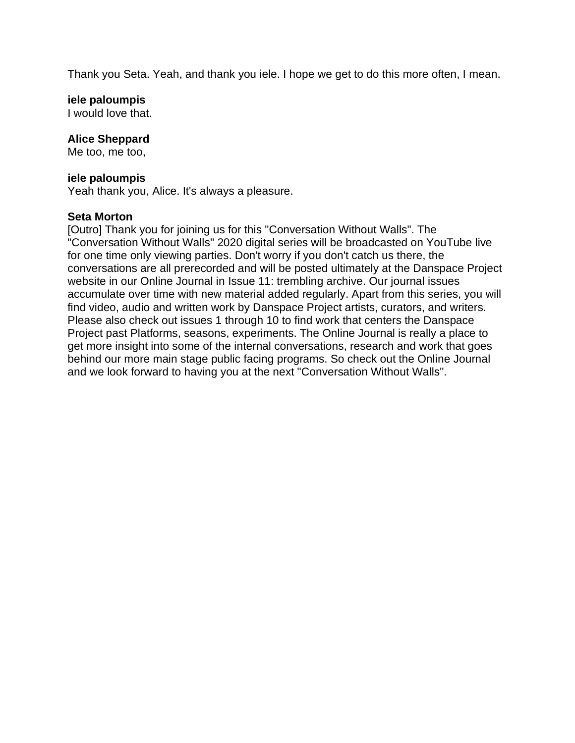Thank you Seta. Yeah, and thank you iele. I hope we get to do this more often, I mean.

**iele paloumpis**
I would love that.

**Alice Sheppard**
Me too, me too,

**iele paloumpis**
Yeah thank you, Alice. It's always a pleasure.

**Seta Morton**
[Outro] Thank you for joining us for this "Conversation Without Walls". The "Conversation Without Walls" 2020 digital series will be broadcasted on YouTube live for one time only viewing parties. Don't worry if you don't catch us there, the conversations are all prerecorded and will be posted ultimately at the Danspace Project website in our Online Journal in Issue 11: trembling archive. Our journal issues accumulate over time with new material added regularly. Apart from this series, you will find video, audio and written work by Danspace Project artists, curators, and writers. Please also check out issues 1 through 10 to find work that centers the Danspace Project past Platforms, seasons, experiments. The Online Journal is really a place to get more insight into some of the internal conversations, research and work that goes behind our more main stage public facing programs. So check out the Online Journal and we look forward to having you at the next "Conversation Without Walls".